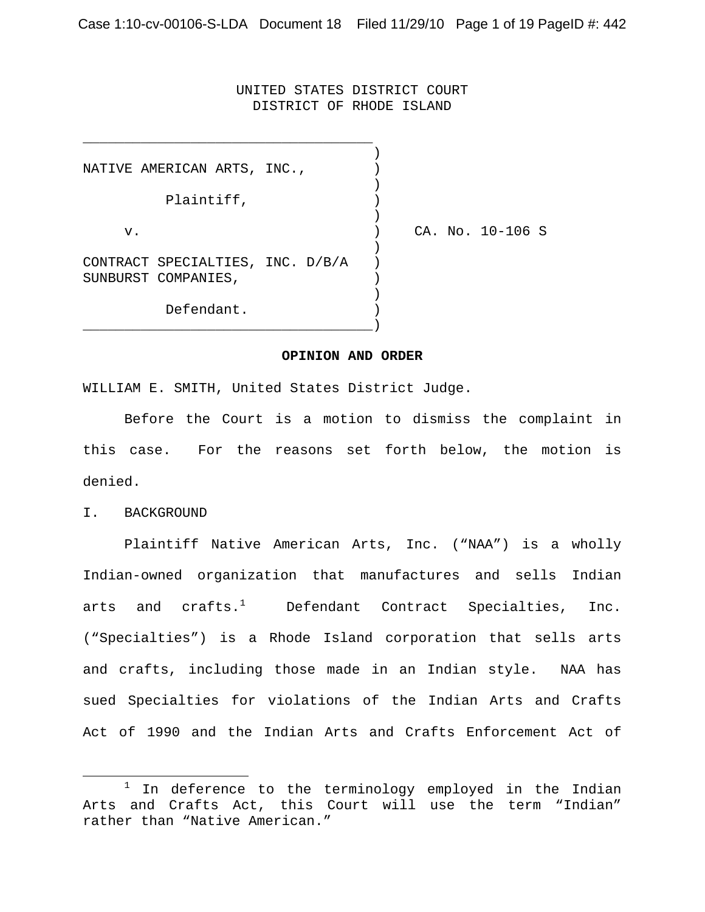UNITED STATES DISTRICT COURT
DISTRICT OF RHODE ISLAND

NATIVE AMERICAN ARTS, INC.,

Plaintiff,

v.

CONTRACT SPECIALTIES, INC. D/B/A SUNBURST COMPANIES,

Defendant.

CA. No. 10-106 S

**OPINION AND ORDER**

WILLIAM E. SMITH, United States District Judge.

Before the Court is a motion to dismiss the complaint in this case. For the reasons set forth below, the motion is denied.

I. BACKGROUND

Plaintiff Native American Arts, Inc. ("NAA") is a wholly Indian-owned organization that manufactures and sells Indian arts and crafts.[1] Defendant Contract Specialties, Inc. ("Specialties") is a Rhode Island corporation that sells arts and crafts, including those made in an Indian style. NAA has sued Specialties for violations of the Indian Arts and Crafts Act of 1990 and the Indian Arts and Crafts Enforcement Act of

[1] In deference to the terminology employed in the Indian Arts and Crafts Act, this Court will use the term "Indian" rather than "Native American."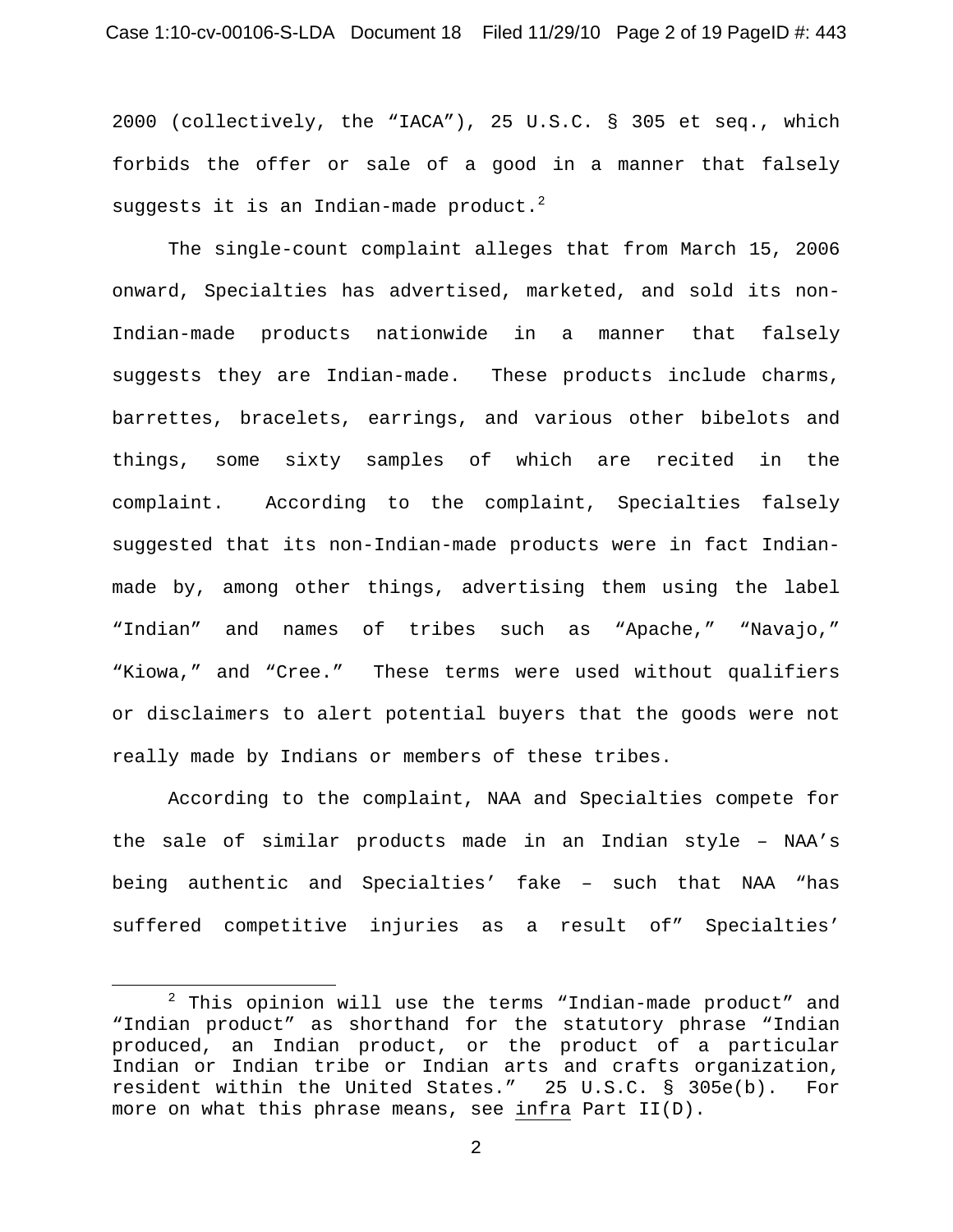2000 (collectively, the "IACA"), 25 U.S.C. § 305 et seq., which forbids the offer or sale of a good in a manner that falsely suggests it is an Indian-made product.[2]

The single-count complaint alleges that from March 15, 2006 onward, Specialties has advertised, marketed, and sold its non-Indian-made products nationwide in a manner that falsely suggests they are Indian-made. These products include charms, barrettes, bracelets, earrings, and various other bibelots and things, some sixty samples of which are recited in the complaint. According to the complaint, Specialties falsely suggested that its non-Indian-made products were in fact Indian-made by, among other things, advertising them using the label "Indian" and names of tribes such as "Apache," "Navajo," "Kiowa," and "Cree." These terms were used without qualifiers or disclaimers to alert potential buyers that the goods were not really made by Indians or members of these tribes.

According to the complaint, NAA and Specialties compete for the sale of similar products made in an Indian style – NAA's being authentic and Specialties' fake – such that NAA "has suffered competitive injuries as a result of" Specialties'

[2] This opinion will use the terms "Indian-made product" and "Indian product" as shorthand for the statutory phrase "Indian produced, an Indian product, or the product of a particular Indian or Indian tribe or Indian arts and crafts organization, resident within the United States." 25 U.S.C. § 305e(b). For more on what this phrase means, see infra Part II(D).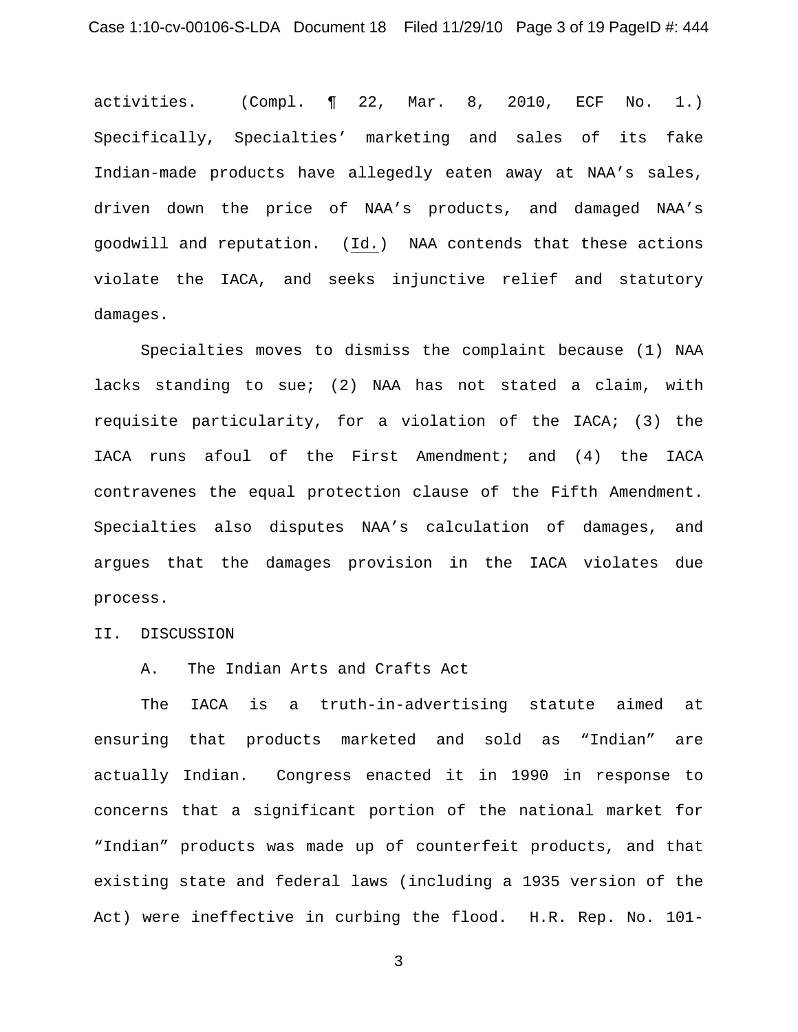activities. (Compl. ¶ 22, Mar. 8, 2010, ECF No. 1.) Specifically, Specialties' marketing and sales of its fake Indian-made products have allegedly eaten away at NAA's sales, driven down the price of NAA's products, and damaged NAA's goodwill and reputation. (Id.) NAA contends that these actions violate the IACA, and seeks injunctive relief and statutory damages.

Specialties moves to dismiss the complaint because (1) NAA lacks standing to sue; (2) NAA has not stated a claim, with requisite particularity, for a violation of the IACA; (3) the IACA runs afoul of the First Amendment; and (4) the IACA contravenes the equal protection clause of the Fifth Amendment. Specialties also disputes NAA's calculation of damages, and argues that the damages provision in the IACA violates due process.

## II. DISCUSSION

### A. The Indian Arts and Crafts Act

The IACA is a truth-in-advertising statute aimed at ensuring that products marketed and sold as "Indian" are actually Indian. Congress enacted it in 1990 in response to concerns that a significant portion of the national market for "Indian" products was made up of counterfeit products, and that existing state and federal laws (including a 1935 version of the Act) were ineffective in curbing the flood. H.R. Rep. No. 101-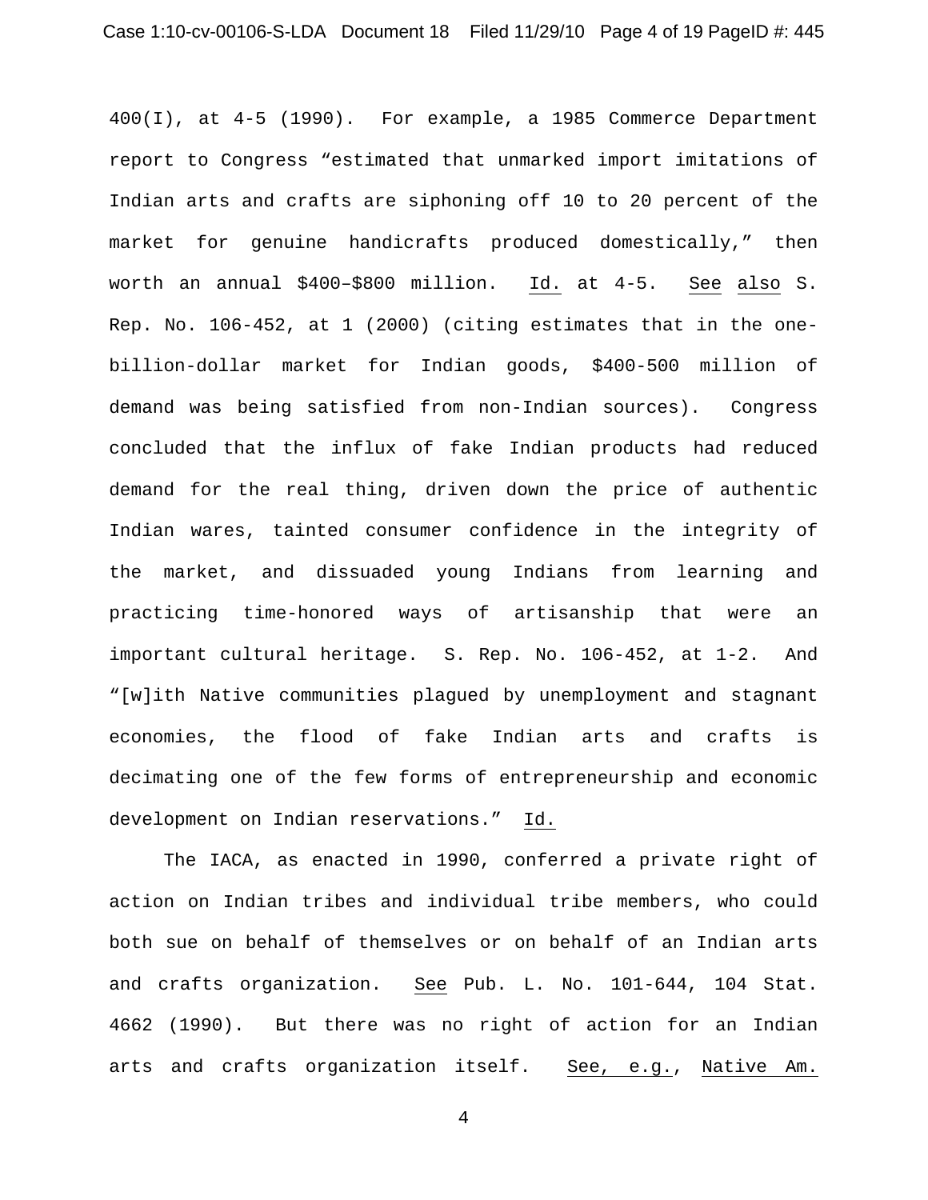400(I), at 4-5 (1990). For example, a 1985 Commerce Department report to Congress "estimated that unmarked import imitations of Indian arts and crafts are siphoning off 10 to 20 percent of the market for genuine handicrafts produced domestically," then worth an annual $400–$800 million. Id. at 4-5. See also S. Rep. No. 106-452, at 1 (2000) (citing estimates that in the one-billion-dollar market for Indian goods, $400-500 million of demand was being satisfied from non-Indian sources). Congress concluded that the influx of fake Indian products had reduced demand for the real thing, driven down the price of authentic Indian wares, tainted consumer confidence in the integrity of the market, and dissuaded young Indians from learning and practicing time-honored ways of artisanship that were an important cultural heritage. S. Rep. No. 106-452, at 1-2. And "[w]ith Native communities plagued by unemployment and stagnant economies, the flood of fake Indian arts and crafts is decimating one of the few forms of entrepreneurship and economic development on Indian reservations." Id.

The IACA, as enacted in 1990, conferred a private right of action on Indian tribes and individual tribe members, who could both sue on behalf of themselves or on behalf of an Indian arts and crafts organization. See Pub. L. No. 101-644, 104 Stat. 4662 (1990). But there was no right of action for an Indian arts and crafts organization itself. See, e.g., Native Am.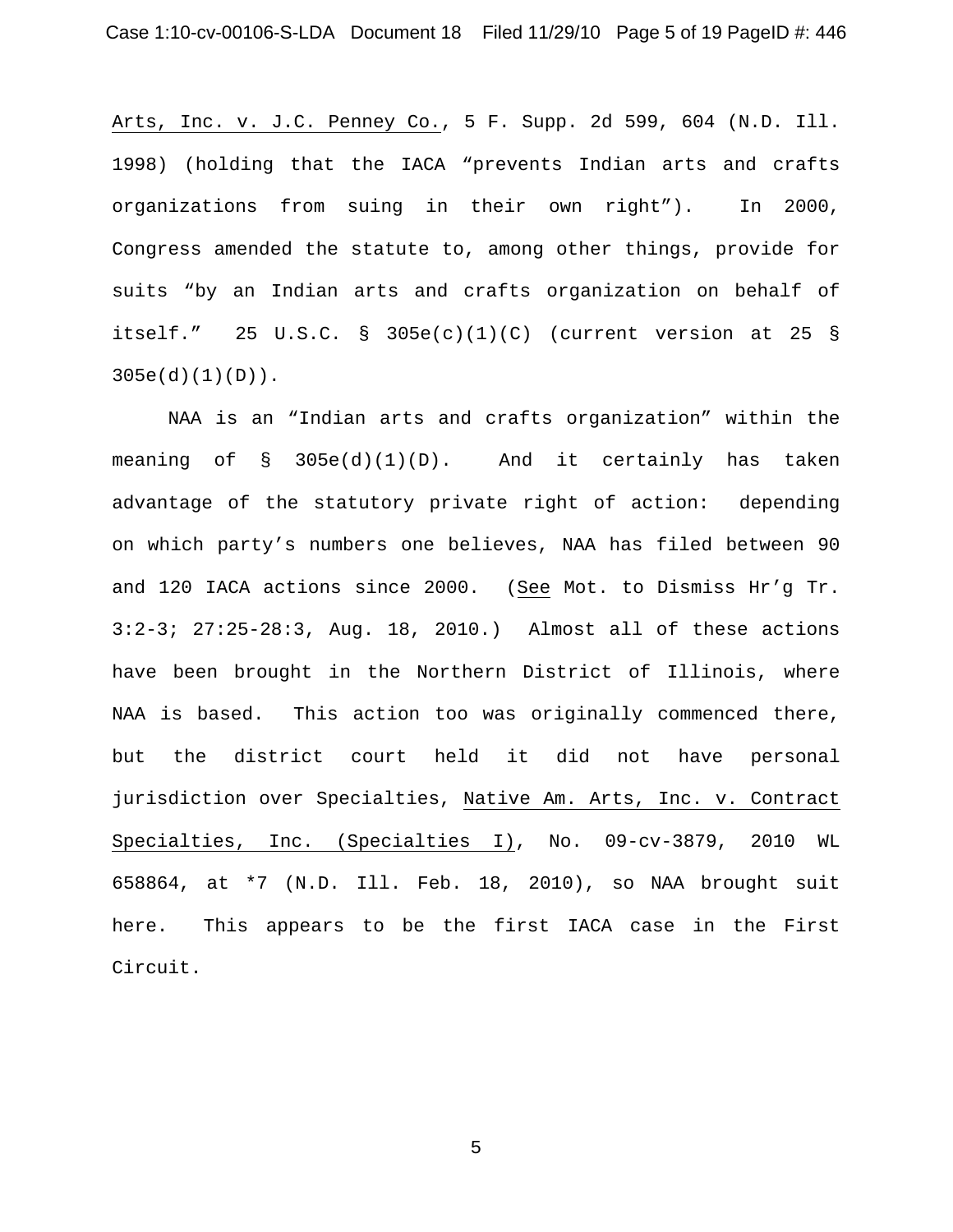Arts, Inc. v. J.C. Penney Co., 5 F. Supp. 2d 599, 604 (N.D. Ill. 1998) (holding that the IACA "prevents Indian arts and crafts organizations from suing in their own right"). In 2000, Congress amended the statute to, among other things, provide for suits "by an Indian arts and crafts organization on behalf of itself." 25 U.S.C. § 305e(c)(1)(C) (current version at 25 § 305e(d)(1)(D)).

NAA is an "Indian arts and crafts organization" within the meaning of § 305e(d)(1)(D). And it certainly has taken advantage of the statutory private right of action: depending on which party's numbers one believes, NAA has filed between 90 and 120 IACA actions since 2000. (See Mot. to Dismiss Hr'g Tr. 3:2-3; 27:25-28:3, Aug. 18, 2010.) Almost all of these actions have been brought in the Northern District of Illinois, where NAA is based. This action too was originally commenced there, but the district court held it did not have personal jurisdiction over Specialties, Native Am. Arts, Inc. v. Contract Specialties, Inc. (Specialties I), No. 09-cv-3879, 2010 WL 658864, at *7 (N.D. Ill. Feb. 18, 2010), so NAA brought suit here. This appears to be the first IACA case in the First Circuit.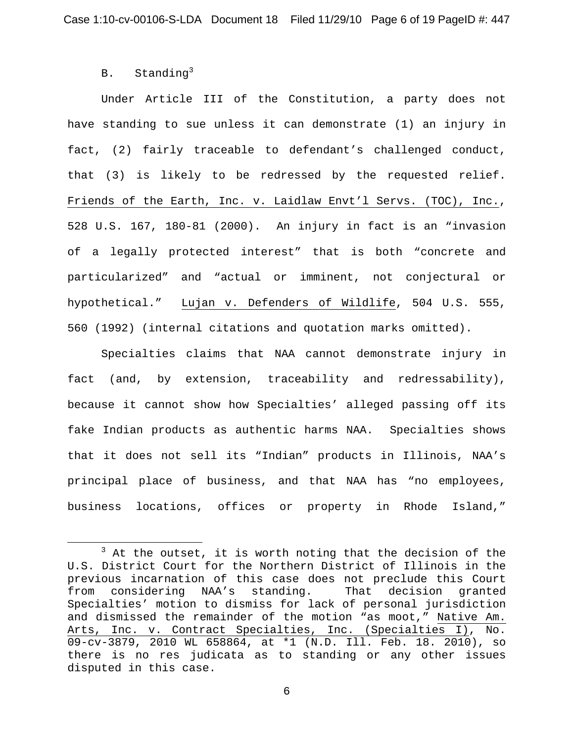### B. Standing[3]

Under Article III of the Constitution, a party does not have standing to sue unless it can demonstrate (1) an injury in fact, (2) fairly traceable to defendant's challenged conduct, that (3) is likely to be redressed by the requested relief. Friends of the Earth, Inc. v. Laidlaw Envt'l Servs. (TOC), Inc., 528 U.S. 167, 180-81 (2000). An injury in fact is an "invasion of a legally protected interest" that is both "concrete and particularized" and "actual or imminent, not conjectural or hypothetical." Lujan v. Defenders of Wildlife, 504 U.S. 555, 560 (1992) (internal citations and quotation marks omitted).

Specialties claims that NAA cannot demonstrate injury in fact (and, by extension, traceability and redressability), because it cannot show how Specialties' alleged passing off its fake Indian products as authentic harms NAA. Specialties shows that it does not sell its "Indian" products in Illinois, NAA's principal place of business, and that NAA has "no employees, business locations, offices or property in Rhode Island,"

---

[3] At the outset, it is worth noting that the decision of the U.S. District Court for the Northern District of Illinois in the previous incarnation of this case does not preclude this Court from considering NAA's standing. That decision granted Specialties' motion to dismiss for lack of personal jurisdiction and dismissed the remainder of the motion "as moot," Native Am. Arts, Inc. v. Contract Specialties, Inc. (Specialties I), No. 09-cv-3879, 2010 WL 658864, at *1 (N.D. Ill. Feb. 18. 2010), so there is no res judicata as to standing or any other issues disputed in this case.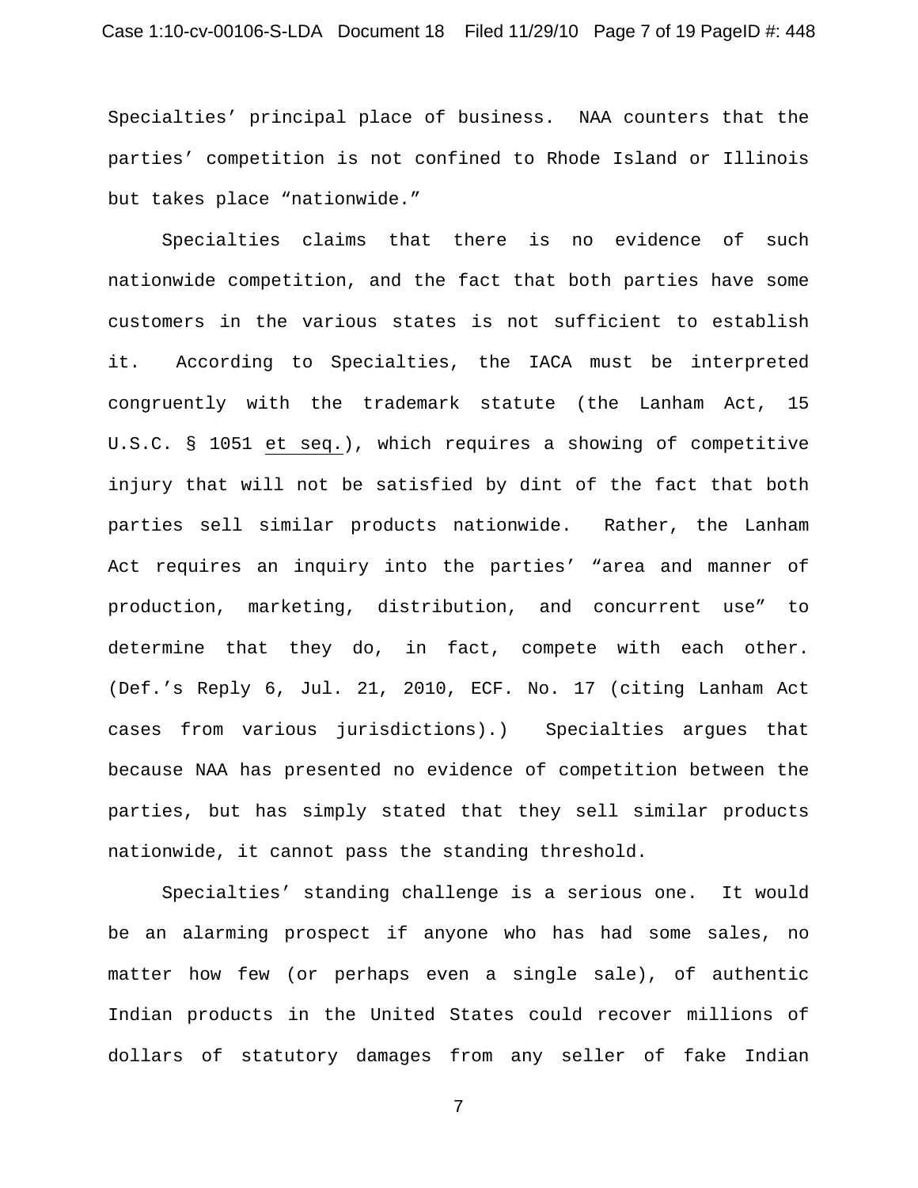Specialties' principal place of business. NAA counters that the parties' competition is not confined to Rhode Island or Illinois but takes place "nationwide."

Specialties claims that there is no evidence of such nationwide competition, and the fact that both parties have some customers in the various states is not sufficient to establish it. According to Specialties, the IACA must be interpreted congruently with the trademark statute (the Lanham Act, 15 U.S.C. § 1051 et seq.), which requires a showing of competitive injury that will not be satisfied by dint of the fact that both parties sell similar products nationwide. Rather, the Lanham Act requires an inquiry into the parties' "area and manner of production, marketing, distribution, and concurrent use" to determine that they do, in fact, compete with each other. (Def.'s Reply 6, Jul. 21, 2010, ECF. No. 17 (citing Lanham Act cases from various jurisdictions).) Specialties argues that because NAA has presented no evidence of competition between the parties, but has simply stated that they sell similar products nationwide, it cannot pass the standing threshold.

Specialties' standing challenge is a serious one. It would be an alarming prospect if anyone who has had some sales, no matter how few (or perhaps even a single sale), of authentic Indian products in the United States could recover millions of dollars of statutory damages from any seller of fake Indian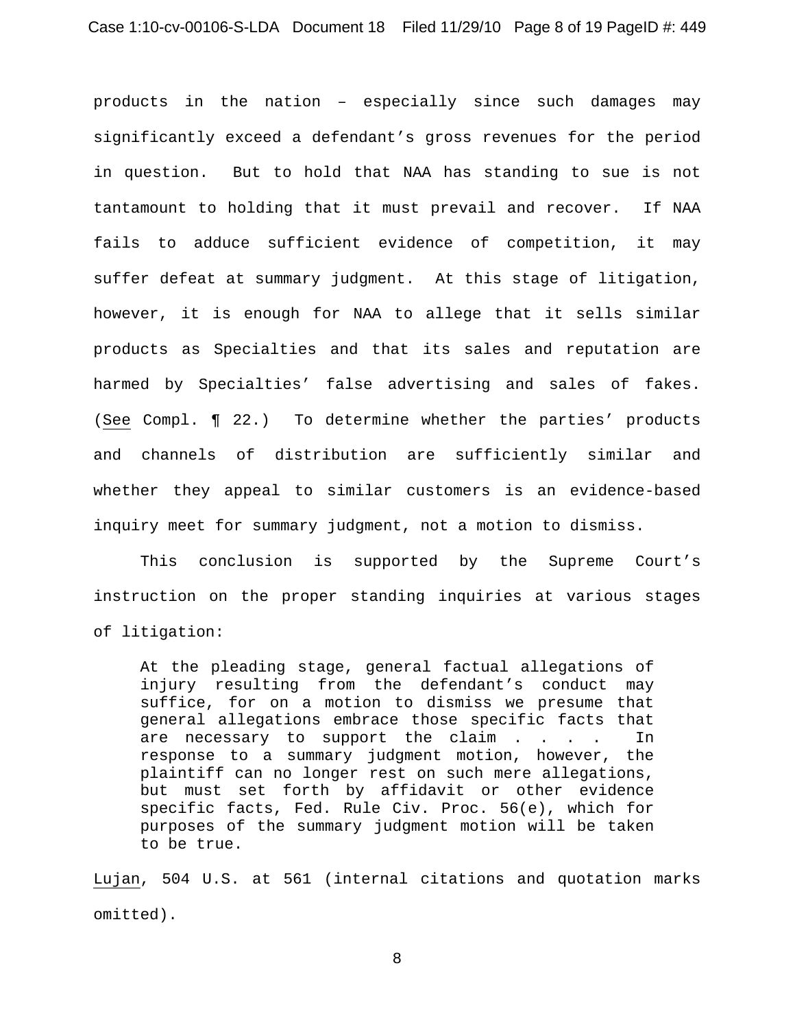products in the nation – especially since such damages may significantly exceed a defendant's gross revenues for the period in question. But to hold that NAA has standing to sue is not tantamount to holding that it must prevail and recover. If NAA fails to adduce sufficient evidence of competition, it may suffer defeat at summary judgment. At this stage of litigation, however, it is enough for NAA to allege that it sells similar products as Specialties and that its sales and reputation are harmed by Specialties' false advertising and sales of fakes. (See Compl. ¶ 22.) To determine whether the parties' products and channels of distribution are sufficiently similar and whether they appeal to similar customers is an evidence-based inquiry meet for summary judgment, not a motion to dismiss.

This conclusion is supported by the Supreme Court's instruction on the proper standing inquiries at various stages of litigation:

> At the pleading stage, general factual allegations of injury resulting from the defendant's conduct may suffice, for on a motion to dismiss we presume that general allegations embrace those specific facts that are necessary to support the claim . . . . In response to a summary judgment motion, however, the plaintiff can no longer rest on such mere allegations, but must set forth by affidavit or other evidence specific facts, Fed. Rule Civ. Proc. 56(e), which for purposes of the summary judgment motion will be taken to be true.

Lujan, 504 U.S. at 561 (internal citations and quotation marks omitted).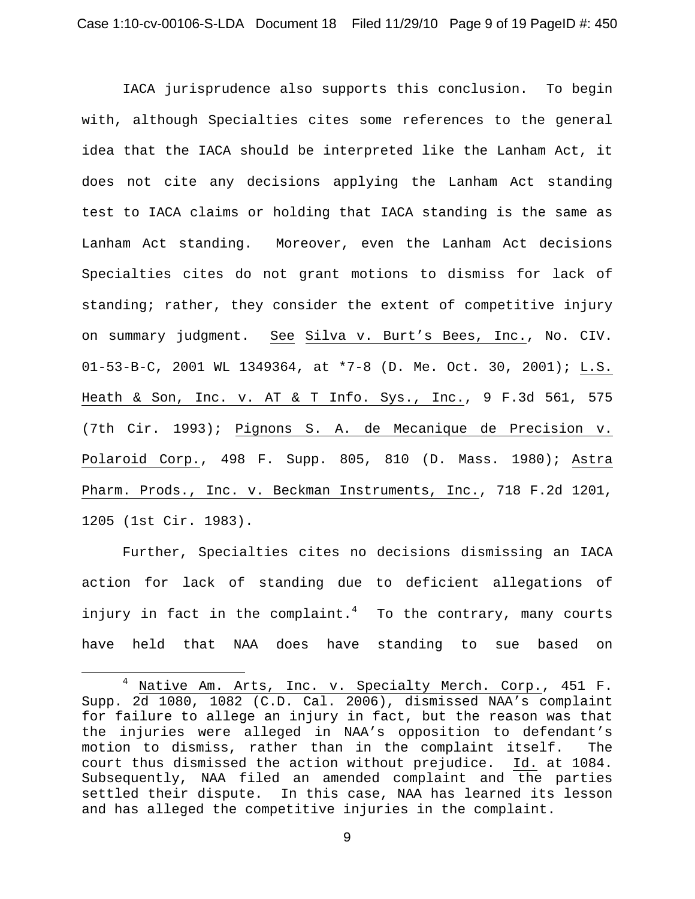IACA jurisprudence also supports this conclusion. To begin with, although Specialties cites some references to the general idea that the IACA should be interpreted like the Lanham Act, it does not cite any decisions applying the Lanham Act standing test to IACA claims or holding that IACA standing is the same as Lanham Act standing. Moreover, even the Lanham Act decisions Specialties cites do not grant motions to dismiss for lack of standing; rather, they consider the extent of competitive injury on summary judgment. See Silva v. Burt's Bees, Inc., No. CIV. 01-53-B-C, 2001 WL 1349364, at *7-8 (D. Me. Oct. 30, 2001); L.S. Heath & Son, Inc. v. AT & T Info. Sys., Inc., 9 F.3d 561, 575 (7th Cir. 1993); Pignons S. A. de Mecanique de Precision v. Polaroid Corp., 498 F. Supp. 805, 810 (D. Mass. 1980); Astra Pharm. Prods., Inc. v. Beckman Instruments, Inc., 718 F.2d 1201, 1205 (1st Cir. 1983).

Further, Specialties cites no decisions dismissing an IACA action for lack of standing due to deficient allegations of injury in fact in the complaint.[4] To the contrary, many courts have held that NAA does have standing to sue based on

[4] Native Am. Arts, Inc. v. Specialty Merch. Corp., 451 F. Supp. 2d 1080, 1082 (C.D. Cal. 2006), dismissed NAA's complaint for failure to allege an injury in fact, but the reason was that the injuries were alleged in NAA's opposition to defendant's motion to dismiss, rather than in the complaint itself. The court thus dismissed the action without prejudice. Id. at 1084. Subsequently, NAA filed an amended complaint and the parties settled their dispute. In this case, NAA has learned its lesson and has alleged the competitive injuries in the complaint.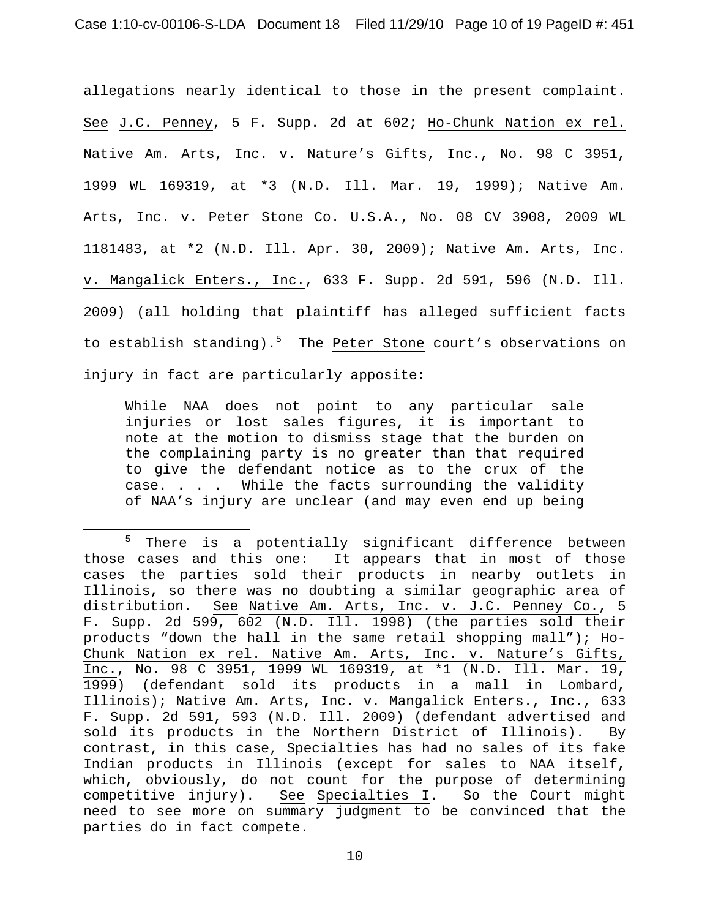allegations nearly identical to those in the present complaint. See J.C. Penney, 5 F. Supp. 2d at 602; Ho-Chunk Nation ex rel. Native Am. Arts, Inc. v. Nature's Gifts, Inc., No. 98 C 3951, 1999 WL 169319, at *3 (N.D. Ill. Mar. 19, 1999); Native Am. Arts, Inc. v. Peter Stone Co. U.S.A., No. 08 CV 3908, 2009 WL 1181483, at *2 (N.D. Ill. Apr. 30, 2009); Native Am. Arts, Inc. v. Mangalick Enters., Inc., 633 F. Supp. 2d 591, 596 (N.D. Ill. 2009) (all holding that plaintiff has alleged sufficient facts to establish standing).[5] The Peter Stone court's observations on injury in fact are particularly apposite:

> While NAA does not point to any particular sale injuries or lost sales figures, it is important to note at the motion to dismiss stage that the burden on the complaining party is no greater than that required to give the defendant notice as to the crux of the case. . . . While the facts surrounding the validity of NAA's injury are unclear (and may even end up being

---

[5] There is a potentially significant difference between those cases and this one: It appears that in most of those cases the parties sold their products in nearby outlets in Illinois, so there was no doubting a similar geographic area of distribution. See Native Am. Arts, Inc. v. J.C. Penney Co., 5 F. Supp. 2d 599, 602 (N.D. Ill. 1998) (the parties sold their products "down the hall in the same retail shopping mall"); Ho-Chunk Nation ex rel. Native Am. Arts, Inc. v. Nature's Gifts, Inc., No. 98 C 3951, 1999 WL 169319, at *1 (N.D. Ill. Mar. 19, 1999) (defendant sold its products in a mall in Lombard, Illinois); Native Am. Arts, Inc. v. Mangalick Enters., Inc., 633 F. Supp. 2d 591, 593 (N.D. Ill. 2009) (defendant advertised and sold its products in the Northern District of Illinois). By contrast, in this case, Specialties has had no sales of its fake Indian products in Illinois (except for sales to NAA itself, which, obviously, do not count for the purpose of determining competitive injury). See Specialties I. So the Court might need to see more on summary judgment to be convinced that the parties do in fact compete.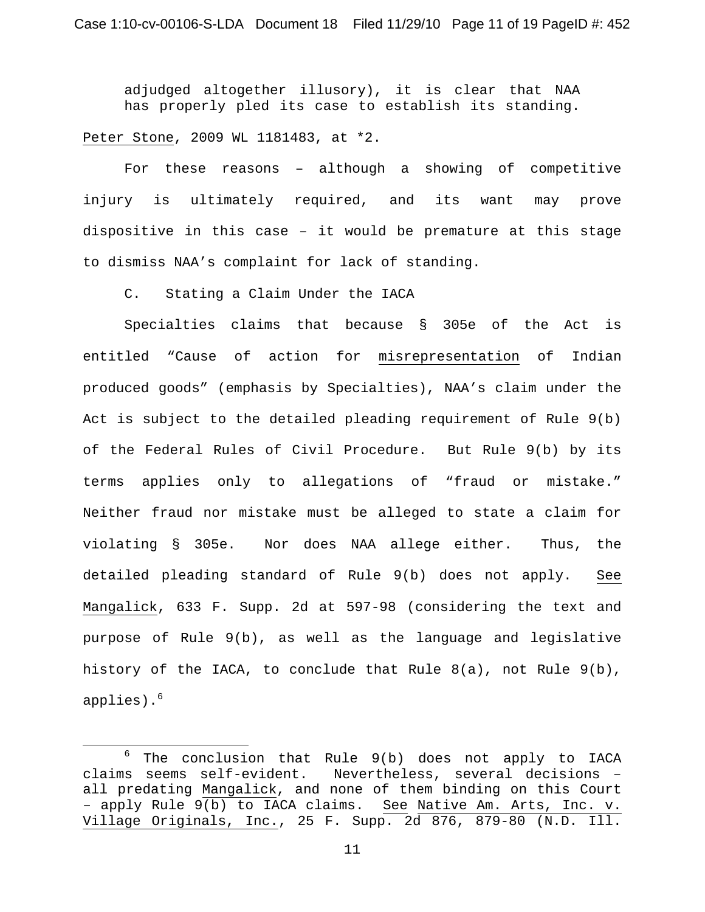> adjudged altogether illusory), it is clear that NAA has properly pled its case to establish its standing.

Peter Stone, 2009 WL 1181483, at *2.

For these reasons – although a showing of competitive injury is ultimately required, and its want may prove dispositive in this case – it would be premature at this stage to dismiss NAA's complaint for lack of standing.

C. Stating a Claim Under the IACA

Specialties claims that because § 305e of the Act is entitled "Cause of action for misrepresentation of Indian produced goods" (emphasis by Specialties), NAA's claim under the Act is subject to the detailed pleading requirement of Rule 9(b) of the Federal Rules of Civil Procedure. But Rule 9(b) by its terms applies only to allegations of "fraud or mistake." Neither fraud nor mistake must be alleged to state a claim for violating § 305e. Nor does NAA allege either. Thus, the detailed pleading standard of Rule 9(b) does not apply. See Mangalick, 633 F. Supp. 2d at 597-98 (considering the text and purpose of Rule 9(b), as well as the language and legislative history of the IACA, to conclude that Rule 8(a), not Rule 9(b), applies).[6]

[6] The conclusion that Rule 9(b) does not apply to IACA claims seems self-evident. Nevertheless, several decisions – all predating Mangalick, and none of them binding on this Court – apply Rule 9(b) to IACA claims. See Native Am. Arts, Inc. v. Village Originals, Inc., 25 F. Supp. 2d 876, 879-80 (N.D. Ill.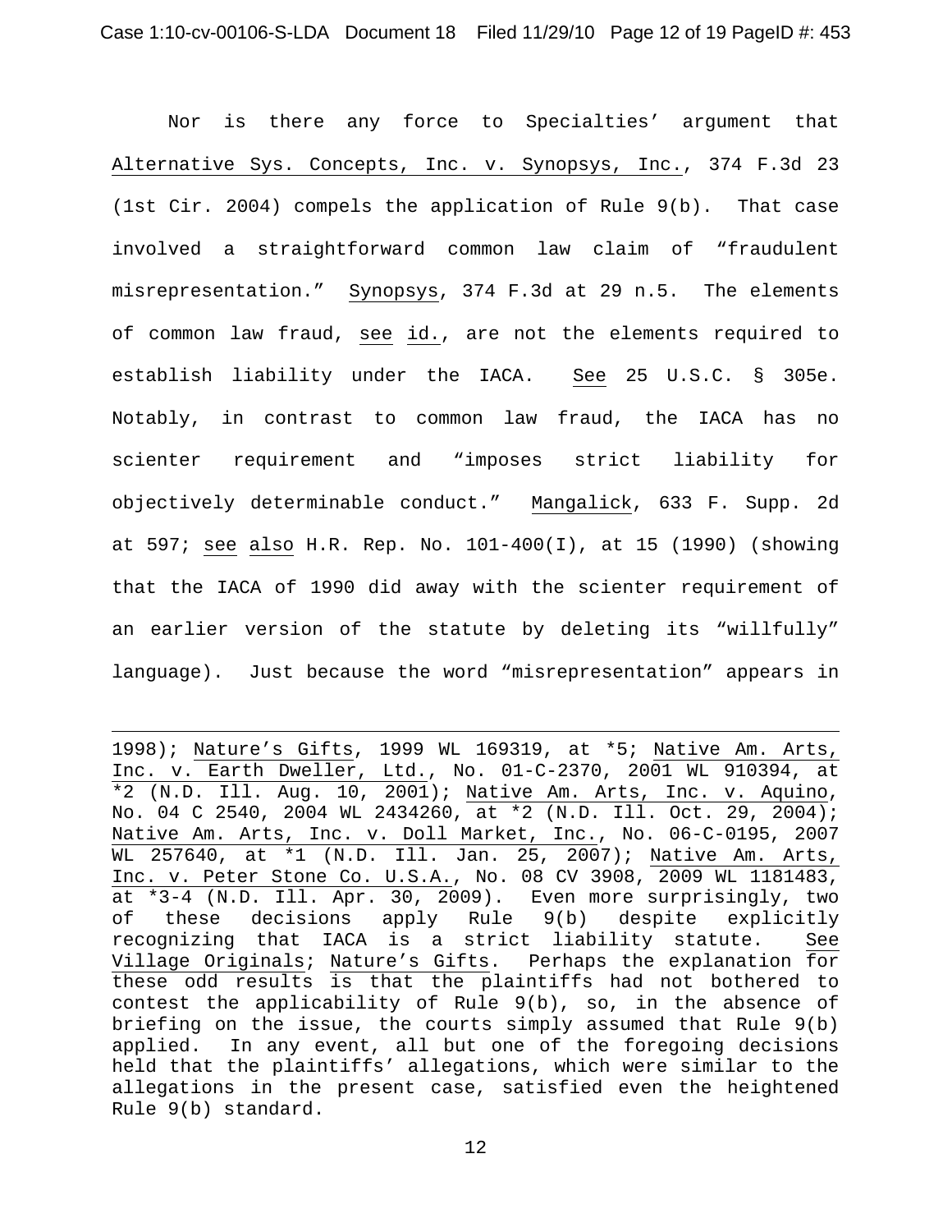Nor is there any force to Specialties' argument that Alternative Sys. Concepts, Inc. v. Synopsys, Inc., 374 F.3d 23 (1st Cir. 2004) compels the application of Rule 9(b). That case involved a straightforward common law claim of "fraudulent misrepresentation." Synopsys, 374 F.3d at 29 n.5. The elements of common law fraud, see id., are not the elements required to establish liability under the IACA. See 25 U.S.C. § 305e. Notably, in contrast to common law fraud, the IACA has no scienter requirement and "imposes strict liability for objectively determinable conduct." Mangalick, 633 F. Supp. 2d at 597; see also H.R. Rep. No. 101-400(I), at 15 (1990) (showing that the IACA of 1990 did away with the scienter requirement of an earlier version of the statute by deleting its "willfully" language). Just because the word "misrepresentation" appears in

---

1998); Nature's Gifts, 1999 WL 169319, at *5; Native Am. Arts, Inc. v. Earth Dweller, Ltd., No. 01-C-2370, 2001 WL 910394, at *2 (N.D. Ill. Aug. 10, 2001); Native Am. Arts, Inc. v. Aquino, No. 04 C 2540, 2004 WL 2434260, at *2 (N.D. Ill. Oct. 29, 2004); Native Am. Arts, Inc. v. Doll Market, Inc., No. 06-C-0195, 2007 WL 257640, at *1 (N.D. Ill. Jan. 25, 2007); Native Am. Arts, Inc. v. Peter Stone Co. U.S.A., No. 08 CV 3908, 2009 WL 1181483, at *3-4 (N.D. Ill. Apr. 30, 2009). Even more surprisingly, two of these decisions apply Rule 9(b) despite explicitly recognizing that IACA is a strict liability statute. See Village Originals; Nature's Gifts. Perhaps the explanation for these odd results is that the plaintiffs had not bothered to contest the applicability of Rule 9(b), so, in the absence of briefing on the issue, the courts simply assumed that Rule 9(b) applied. In any event, all but one of the foregoing decisions held that the plaintiffs' allegations, which were similar to the allegations in the present case, satisfied even the heightened Rule 9(b) standard.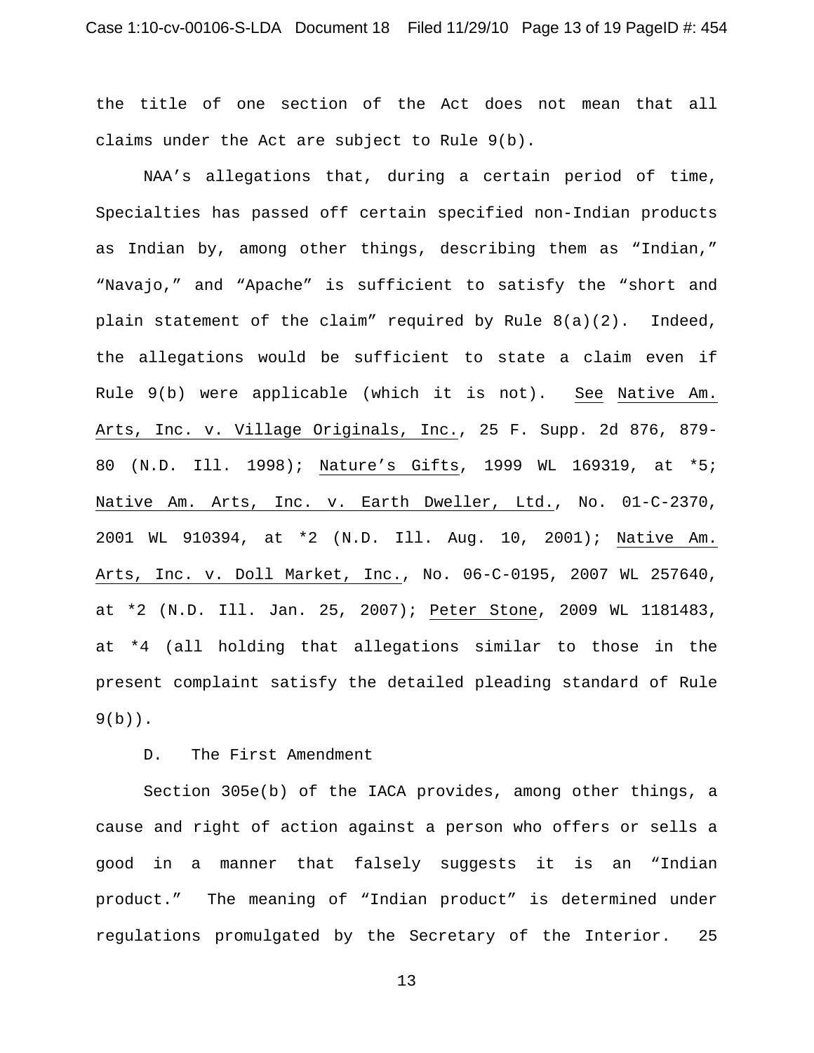the title of one section of the Act does not mean that all claims under the Act are subject to Rule 9(b).

NAA's allegations that, during a certain period of time, Specialties has passed off certain specified non-Indian products as Indian by, among other things, describing them as "Indian," "Navajo," and "Apache" is sufficient to satisfy the "short and plain statement of the claim" required by Rule 8(a)(2). Indeed, the allegations would be sufficient to state a claim even if Rule 9(b) were applicable (which it is not). See Native Am. Arts, Inc. v. Village Originals, Inc., 25 F. Supp. 2d 876, 879-80 (N.D. Ill. 1998); Nature's Gifts, 1999 WL 169319, at *5; Native Am. Arts, Inc. v. Earth Dweller, Ltd., No. 01-C-2370, 2001 WL 910394, at *2 (N.D. Ill. Aug. 10, 2001); Native Am. Arts, Inc. v. Doll Market, Inc., No. 06-C-0195, 2007 WL 257640, at *2 (N.D. Ill. Jan. 25, 2007); Peter Stone, 2009 WL 1181483, at *4 (all holding that allegations similar to those in the present complaint satisfy the detailed pleading standard of Rule 9(b)).

D. The First Amendment

Section 305e(b) of the IACA provides, among other things, a cause and right of action against a person who offers or sells a good in a manner that falsely suggests it is an "Indian product." The meaning of "Indian product" is determined under regulations promulgated by the Secretary of the Interior. 25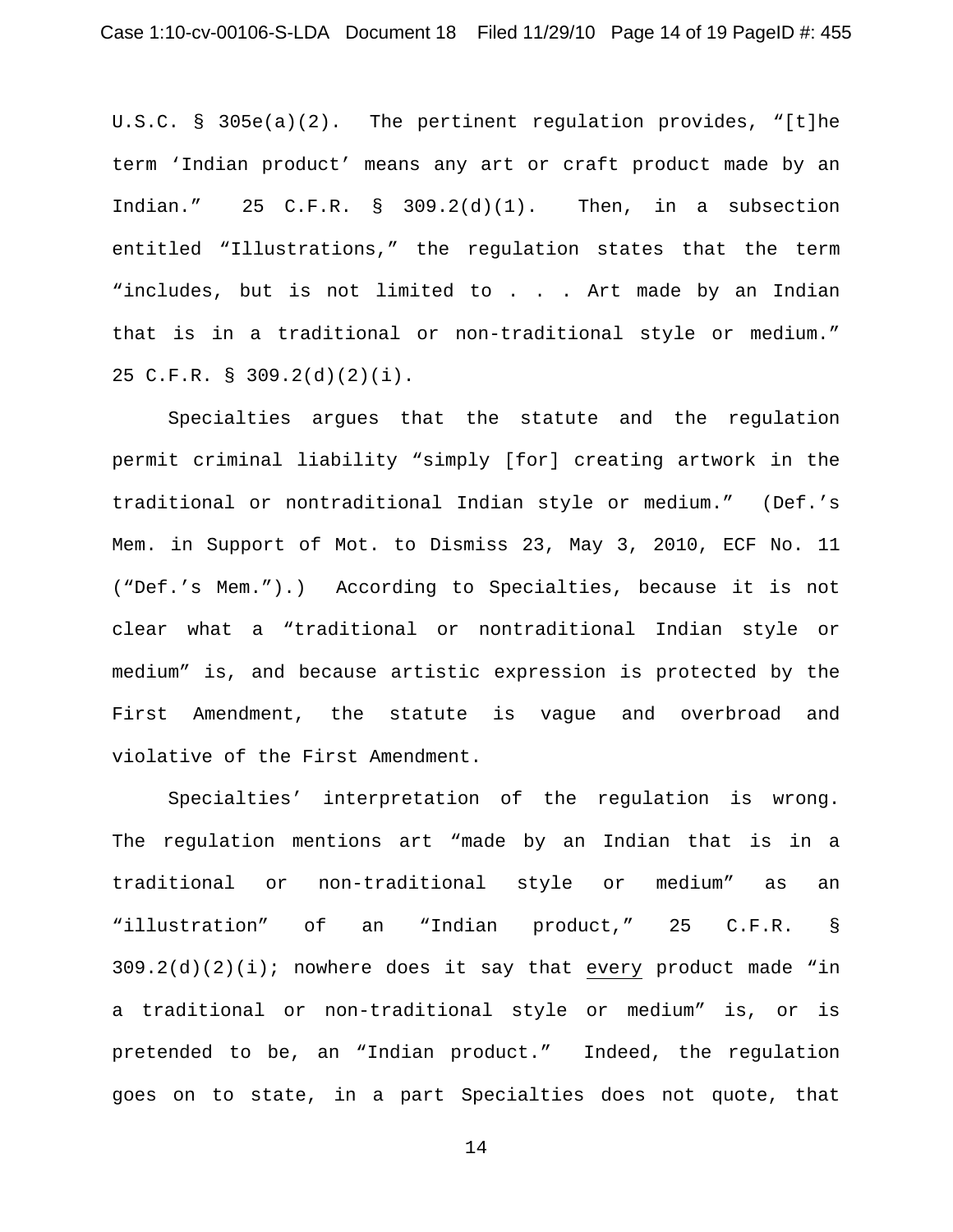U.S.C. § 305e(a)(2). The pertinent regulation provides, "[t]he term 'Indian product' means any art or craft product made by an Indian." 25 C.F.R. § 309.2(d)(1). Then, in a subsection entitled "Illustrations," the regulation states that the term "includes, but is not limited to . . . Art made by an Indian that is in a traditional or non-traditional style or medium." 25 C.F.R. § 309.2(d)(2)(i).

Specialties argues that the statute and the regulation permit criminal liability "simply [for] creating artwork in the traditional or nontraditional Indian style or medium." (Def.'s Mem. in Support of Mot. to Dismiss 23, May 3, 2010, ECF No. 11 ("Def.'s Mem.").) According to Specialties, because it is not clear what a "traditional or nontraditional Indian style or medium" is, and because artistic expression is protected by the First Amendment, the statute is vague and overbroad and violative of the First Amendment.

Specialties' interpretation of the regulation is wrong. The regulation mentions art "made by an Indian that is in a traditional or non-traditional style or medium" as an "illustration" of an "Indian product," 25 C.F.R. § 309.2(d)(2)(i); nowhere does it say that <u>every</u> product made "in a traditional or non-traditional style or medium" is, or is pretended to be, an "Indian product." Indeed, the regulation goes on to state, in a part Specialties does not quote, that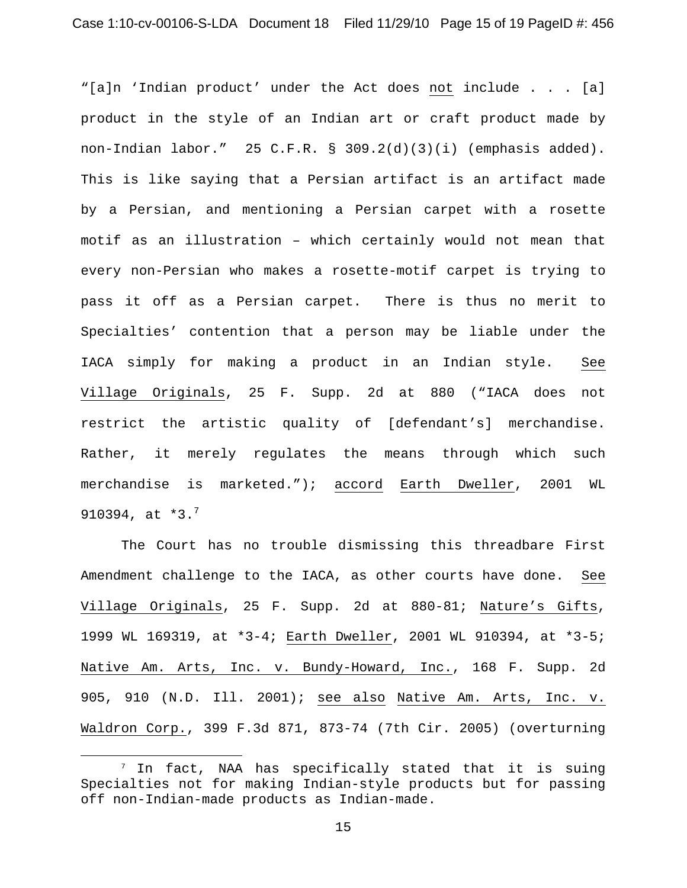"[a]n 'Indian product' under the Act does <u>not</u> include . . . [a] product in the style of an Indian art or craft product made by non-Indian labor." 25 C.F.R. § 309.2(d)(3)(i) (emphasis added). This is like saying that a Persian artifact is an artifact made by a Persian, and mentioning a Persian carpet with a rosette motif as an illustration – which certainly would not mean that every non-Persian who makes a rosette-motif carpet is trying to pass it off as a Persian carpet. There is thus no merit to Specialties' contention that a person may be liable under the IACA simply for making a product in an Indian style. <u>See</u> <u>Village Originals</u>, 25 F. Supp. 2d at 880 ("IACA does not restrict the artistic quality of [defendant's] merchandise. Rather, it merely regulates the means through which such merchandise is marketed."); <u>accord</u> <u>Earth Dweller</u>, 2001 WL 910394, at *3.[7]

The Court has no trouble dismissing this threadbare First Amendment challenge to the IACA, as other courts have done. <u>See</u> <u>Village Originals</u>, 25 F. Supp. 2d at 880-81; <u>Nature's Gifts</u>, 1999 WL 169319, at *3-4; <u>Earth Dweller</u>, 2001 WL 910394, at *3-5; <u>Native Am. Arts, Inc. v. Bundy-Howard, Inc.</u>, 168 F. Supp. 2d 905, 910 (N.D. Ill. 2001); <u>see also</u> <u>Native Am. Arts, Inc. v. Waldron Corp.</u>, 399 F.3d 871, 873-74 (7th Cir. 2005) (overturning

---

[7] In fact, NAA has specifically stated that it is suing Specialties not for making Indian-style products but for passing off non-Indian-made products as Indian-made.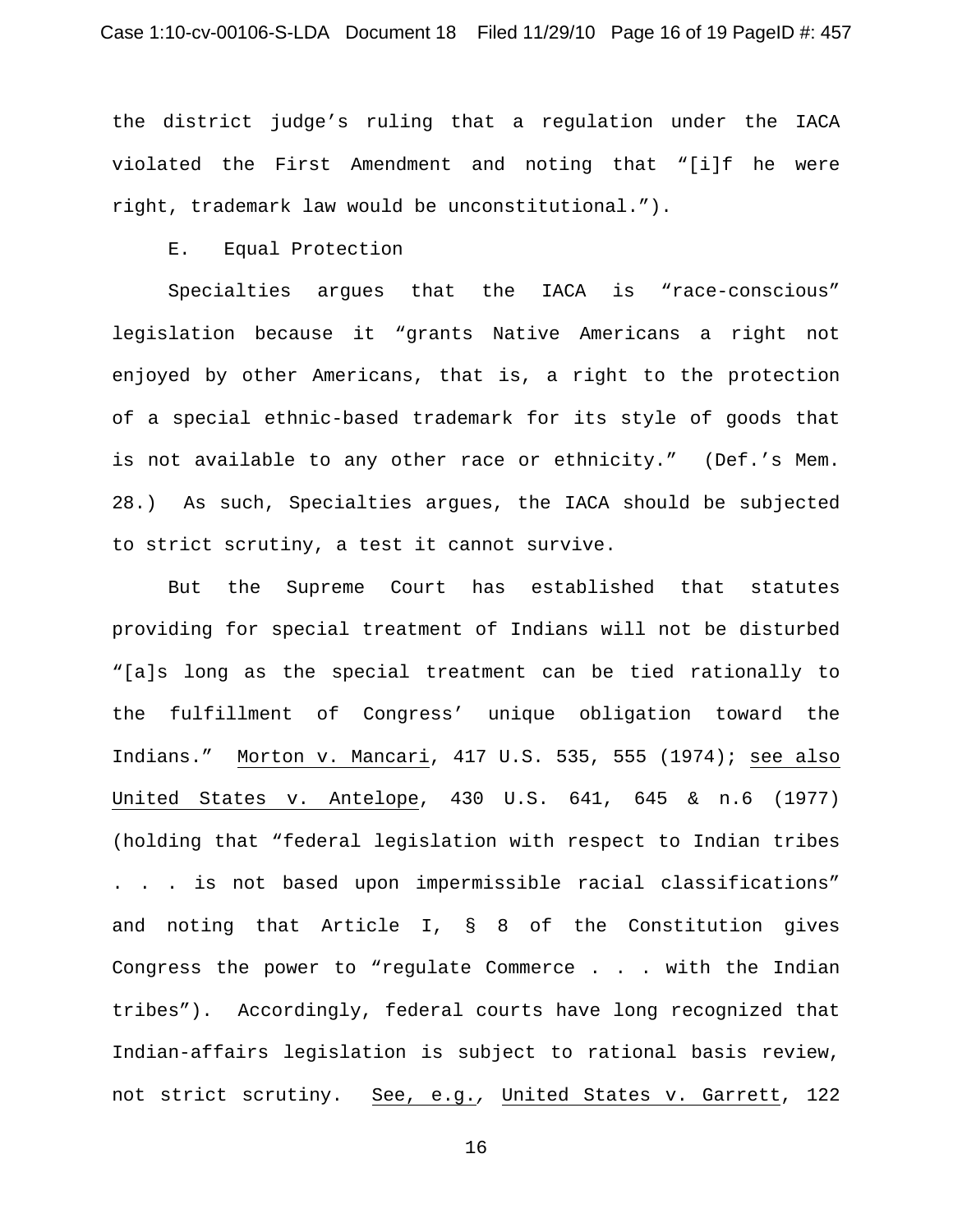the district judge's ruling that a regulation under the IACA violated the First Amendment and noting that "[i]f he were right, trademark law would be unconstitutional.").

E. Equal Protection

Specialties argues that the IACA is "race-conscious" legislation because it "grants Native Americans a right not enjoyed by other Americans, that is, a right to the protection of a special ethnic-based trademark for its style of goods that is not available to any other race or ethnicity." (Def.'s Mem. 28.) As such, Specialties argues, the IACA should be subjected to strict scrutiny, a test it cannot survive.

But the Supreme Court has established that statutes providing for special treatment of Indians will not be disturbed "[a]s long as the special treatment can be tied rationally to the fulfillment of Congress' unique obligation toward the Indians." Morton v. Mancari, 417 U.S. 535, 555 (1974); see also United States v. Antelope, 430 U.S. 641, 645 & n.6 (1977) (holding that "federal legislation with respect to Indian tribes . . . is not based upon impermissible racial classifications" and noting that Article I, § 8 of the Constitution gives Congress the power to "regulate Commerce . . . with the Indian tribes"). Accordingly, federal courts have long recognized that Indian-affairs legislation is subject to rational basis review, not strict scrutiny. See, e.g., United States v. Garrett, 122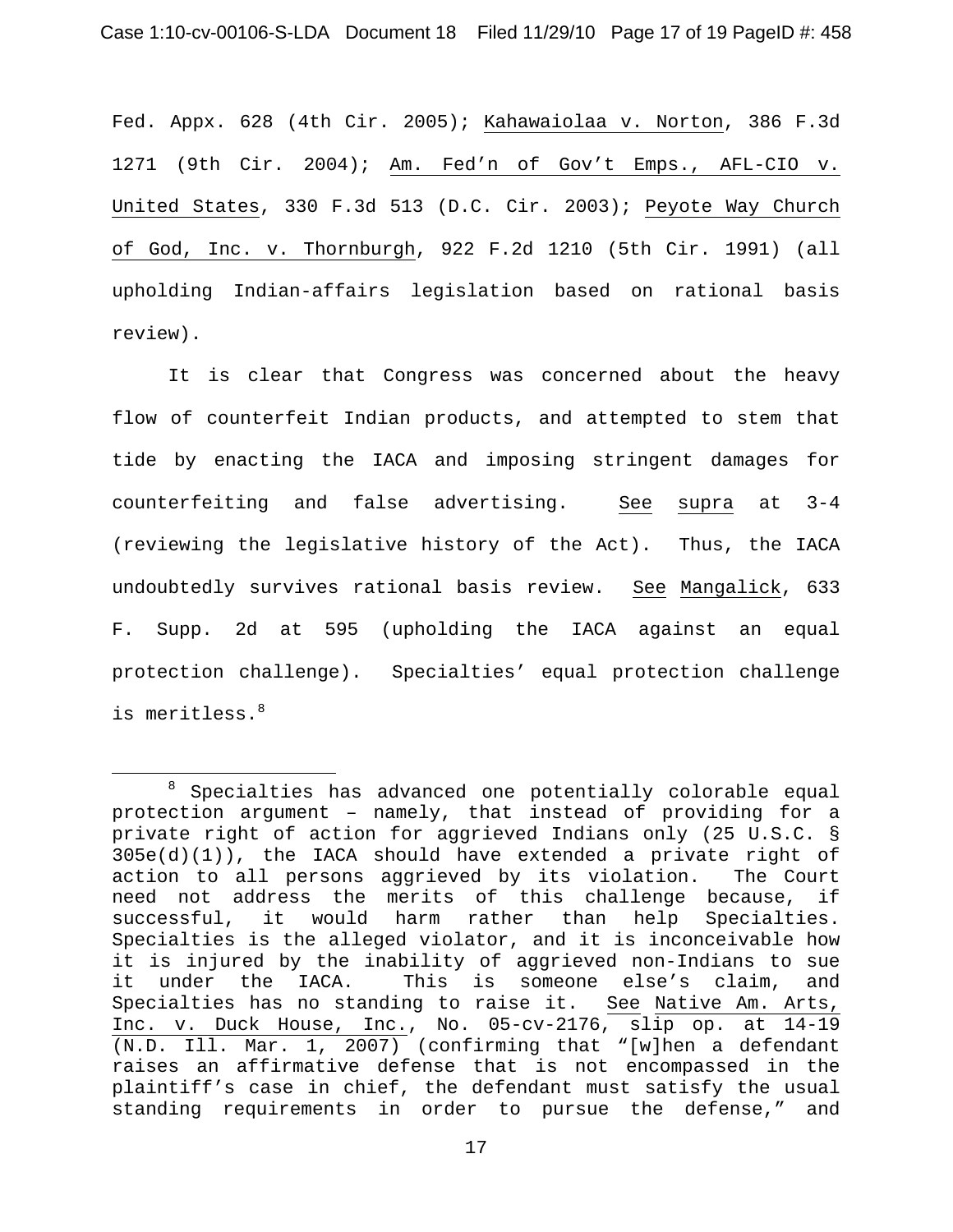Fed. Appx. 628 (4th Cir. 2005); Kahawaiolaa v. Norton, 386 F.3d 1271 (9th Cir. 2004); Am. Fed'n of Gov't Emps., AFL-CIO v. United States, 330 F.3d 513 (D.C. Cir. 2003); Peyote Way Church of God, Inc. v. Thornburgh, 922 F.2d 1210 (5th Cir. 1991) (all upholding Indian-affairs legislation based on rational basis review).

It is clear that Congress was concerned about the heavy flow of counterfeit Indian products, and attempted to stem that tide by enacting the IACA and imposing stringent damages for counterfeiting and false advertising. See supra at 3-4 (reviewing the legislative history of the Act). Thus, the IACA undoubtedly survives rational basis review. See Mangalick, 633 F. Supp. 2d at 595 (upholding the IACA against an equal protection challenge). Specialties' equal protection challenge is meritless.[8]

---

[8] Specialties has advanced one potentially colorable equal protection argument – namely, that instead of providing for a private right of action for aggrieved Indians only (25 U.S.C. § 305e(d)(1)), the IACA should have extended a private right of action to all persons aggrieved by its violation. The Court need not address the merits of this challenge because, if successful, it would harm rather than help Specialties. Specialties is the alleged violator, and it is inconceivable how it is injured by the inability of aggrieved non-Indians to sue it under the IACA. This is someone else's claim, and Specialties has no standing to raise it. See Native Am. Arts, Inc. v. Duck House, Inc., No. 05-cv-2176, slip op. at 14-19 (N.D. Ill. Mar. 1, 2007) (confirming that "[w]hen a defendant raises an affirmative defense that is not encompassed in the plaintiff's case in chief, the defendant must satisfy the usual standing requirements in order to pursue the defense," and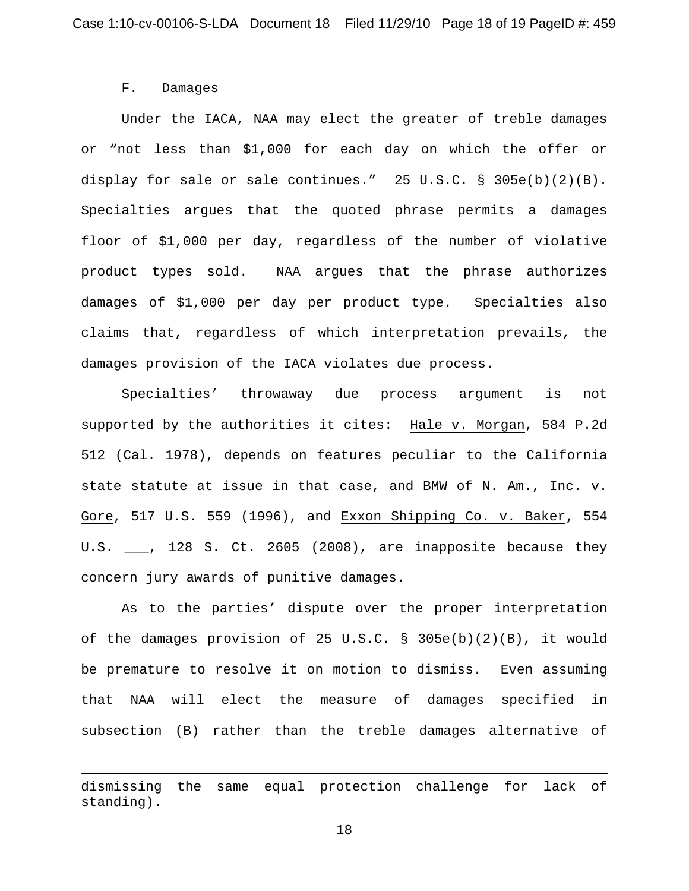F. Damages

Under the IACA, NAA may elect the greater of treble damages or "not less than $1,000 for each day on which the offer or display for sale or sale continues." 25 U.S.C. § 305e(b)(2)(B). Specialties argues that the quoted phrase permits a damages floor of $1,000 per day, regardless of the number of violative product types sold. NAA argues that the phrase authorizes damages of $1,000 per day per product type. Specialties also claims that, regardless of which interpretation prevails, the damages provision of the IACA violates due process.

Specialties' throwaway due process argument is not supported by the authorities it cites: Hale v. Morgan, 584 P.2d 512 (Cal. 1978), depends on features peculiar to the California state statute at issue in that case, and BMW of N. Am., Inc. v. Gore, 517 U.S. 559 (1996), and Exxon Shipping Co. v. Baker, 554 U.S. ___, 128 S. Ct. 2605 (2008), are inapposite because they concern jury awards of punitive damages.

As to the parties' dispute over the proper interpretation of the damages provision of 25 U.S.C. § 305e(b)(2)(B), it would be premature to resolve it on motion to dismiss. Even assuming that NAA will elect the measure of damages specified in subsection (B) rather than the treble damages alternative of

---

dismissing the same equal protection challenge for lack of standing).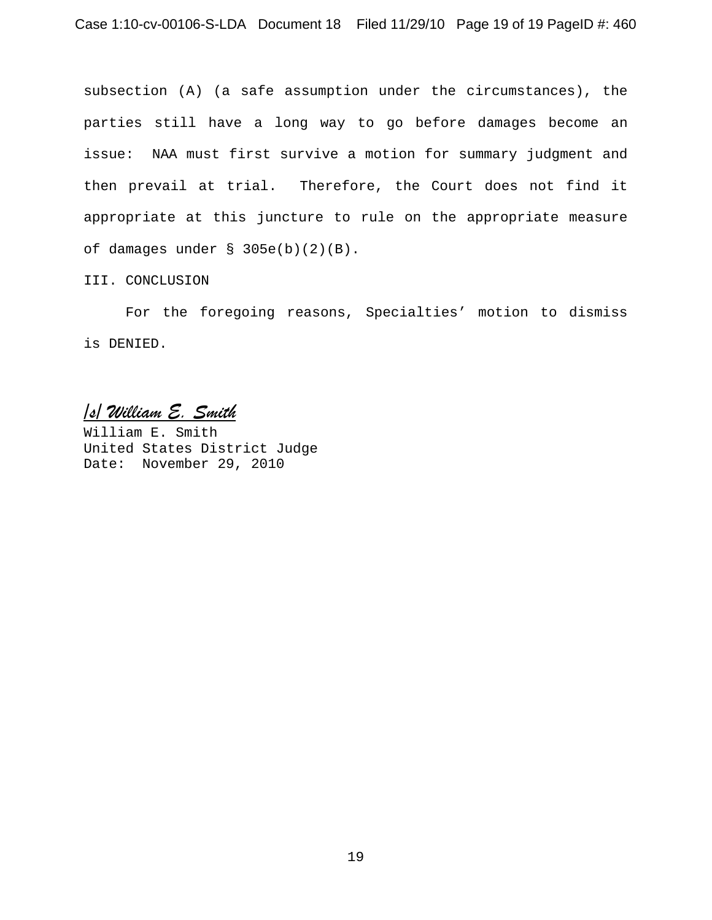subsection (A) (a safe assumption under the circumstances), the parties still have a long way to go before damages become an issue: NAA must first survive a motion for summary judgment and then prevail at trial. Therefore, the Court does not find it appropriate at this juncture to rule on the appropriate measure of damages under § 305e(b)(2)(B).

## III. CONCLUSION

For the foregoing reasons, Specialties' motion to dismiss is DENIED.

*/s/ William E. Smith*

William E. Smith
United States District Judge
Date: November 29, 2010